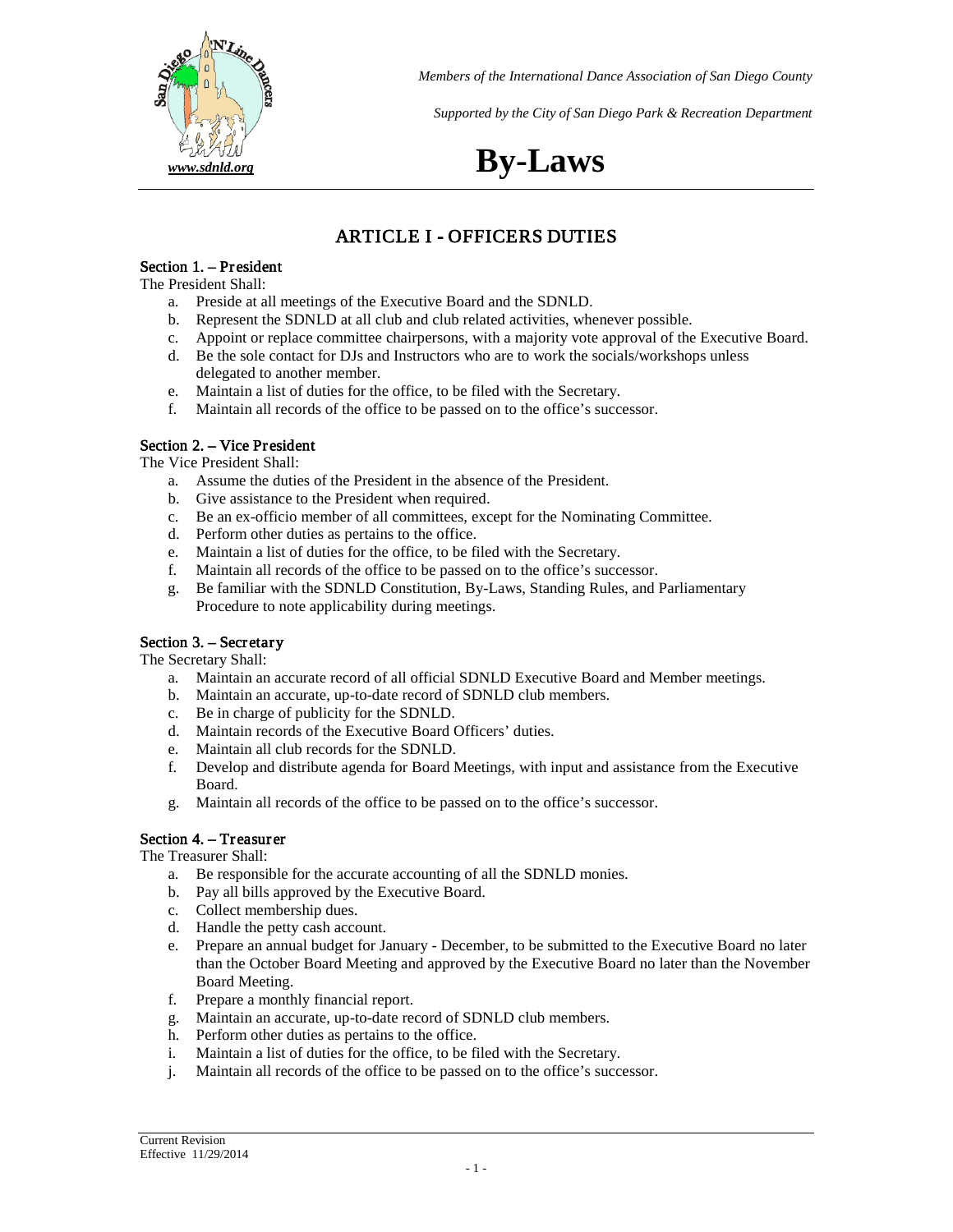*Members of the International Dance Association of San Diego County*

*Supported by the City of San Diego Park & Recreation Department*

*www.sdnld.org*

# By-Laws

## ARTICLE I - OFFICERS DUTIES

### Section 1. – President

The President Shall:

a. Preside at all meetings of the Executive Board and the SDNLD.
b. Represent the SDNLD at all club and club related activities, whenever possible.
c. Appoint or replace committee chairpersons, with a majority vote approval of the Executive Board.
d. Be the sole contact for DJs and Instructors who are to work the socials/workshops unless delegated to another member.
e. Maintain a list of duties for the office, to be filed with the Secretary.
f. Maintain all records of the office to be passed on to the office's successor.

### Section 2. – Vice President

The Vice President Shall:

a. Assume the duties of the President in the absence of the President.
b. Give assistance to the President when required.
c. Be an ex-officio member of all committees, except for the Nominating Committee.
d. Perform other duties as pertains to the office.
e. Maintain a list of duties for the office, to be filed with the Secretary.
f. Maintain all records of the office to be passed on to the office's successor.
g. Be familiar with the SDNLD Constitution, By-Laws, Standing Rules, and Parliamentary Procedure to note applicability during meetings.

### Section 3. – Secretary

The Secretary Shall:

a. Maintain an accurate record of all official SDNLD Executive Board and Member meetings.
b. Maintain an accurate, up-to-date record of SDNLD club members.
c. Be in charge of publicity for the SDNLD.
d. Maintain records of the Executive Board Officers' duties.
e. Maintain all club records for the SDNLD.
f. Develop and distribute agenda for Board Meetings, with input and assistance from the Executive Board.
g. Maintain all records of the office to be passed on to the office's successor.

### Section 4. – Treasurer

The Treasurer Shall:

a. Be responsible for the accurate accounting of all the SDNLD monies.
b. Pay all bills approved by the Executive Board.
c. Collect membership dues.
d. Handle the petty cash account.
e. Prepare an annual budget for January - December, to be submitted to the Executive Board no later than the October Board Meeting and approved by the Executive Board no later than the November Board Meeting.
f. Prepare a monthly financial report.
g. Maintain an accurate, up-to-date record of SDNLD club members.
h. Perform other duties as pertains to the office.
i. Maintain a list of duties for the office, to be filed with the Secretary.
j. Maintain all records of the office to be passed on to the office's successor.

Current Revision
Effective 11/29/2014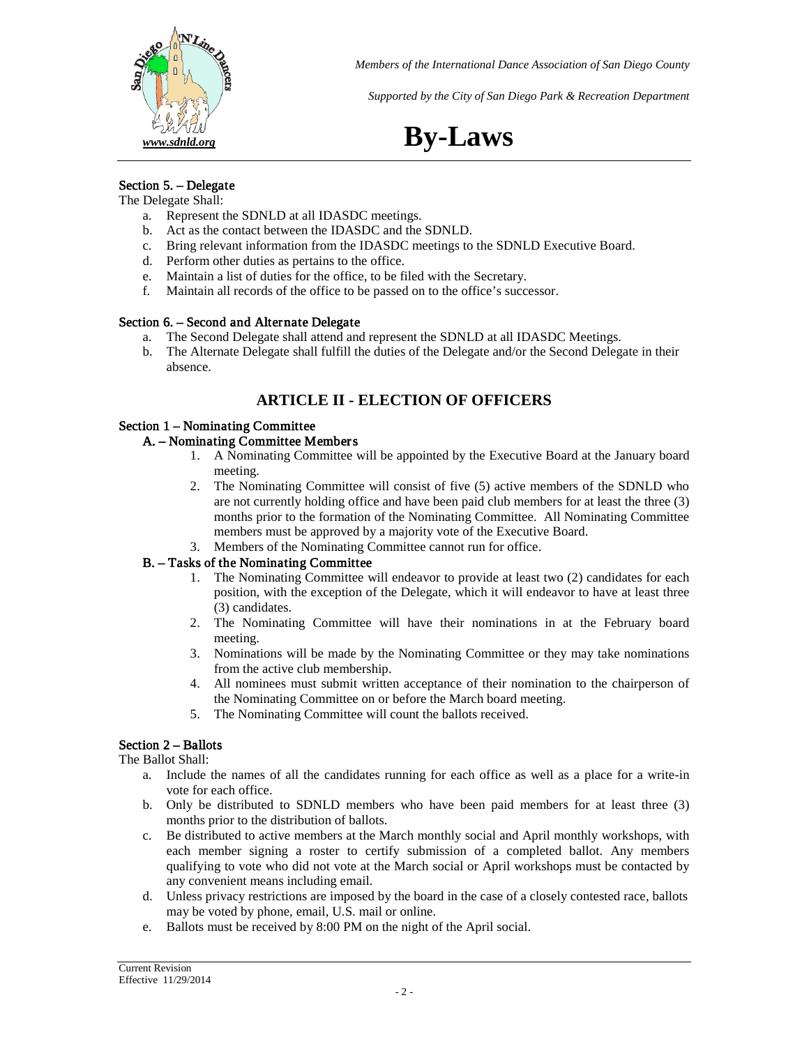### Section 5. – Delegate

The Delegate Shall:

a. Represent the SDNLD at all IDASDC meetings.
b. Act as the contact between the IDASDC and the SDNLD.
c. Bring relevant information from the IDASDC meetings to the SDNLD Executive Board.
d. Perform other duties as pertains to the office.
e. Maintain a list of duties for the office, to be filed with the Secretary.
f. Maintain all records of the office to be passed on to the office's successor.

### Section 6. – Second and Alternate Delegate

a. The Second Delegate shall attend and represent the SDNLD at all IDASDC Meetings.
b. The Alternate Delegate shall fulfill the duties of the Delegate and/or the Second Delegate in their absence.

## ARTICLE II - ELECTION OF OFFICERS

### Section 1 – Nominating Committee

#### A. – Nominating Committee Members

1. A Nominating Committee will be appointed by the Executive Board at the January board meeting.
2. The Nominating Committee will consist of five (5) active members of the SDNLD who are not currently holding office and have been paid club members for at least the three (3) months prior to the formation of the Nominating Committee. All Nominating Committee members must be approved by a majority vote of the Executive Board.
3. Members of the Nominating Committee cannot run for office.

#### B. – Tasks of the Nominating Committee

1. The Nominating Committee will endeavor to provide at least two (2) candidates for each position, with the exception of the Delegate, which it will endeavor to have at least three (3) candidates.
2. The Nominating Committee will have their nominations in at the February board meeting.
3. Nominations will be made by the Nominating Committee or they may take nominations from the active club membership.
4. All nominees must submit written acceptance of their nomination to the chairperson of the Nominating Committee on or before the March board meeting.
5. The Nominating Committee will count the ballots received.

### Section 2 – Ballots

The Ballot Shall:

a. Include the names of all the candidates running for each office as well as a place for a write-in vote for each office.
b. Only be distributed to SDNLD members who have been paid members for at least three (3) months prior to the distribution of ballots.
c. Be distributed to active members at the March monthly social and April monthly workshops, with each member signing a roster to certify submission of a completed ballot. Any members qualifying to vote who did not vote at the March social or April workshops must be contacted by any convenient means including email.
d. Unless privacy restrictions are imposed by the board in the case of a closely contested race, ballots may be voted by phone, email, U.S. mail or online.
e. Ballots must be received by 8:00 PM on the night of the April social.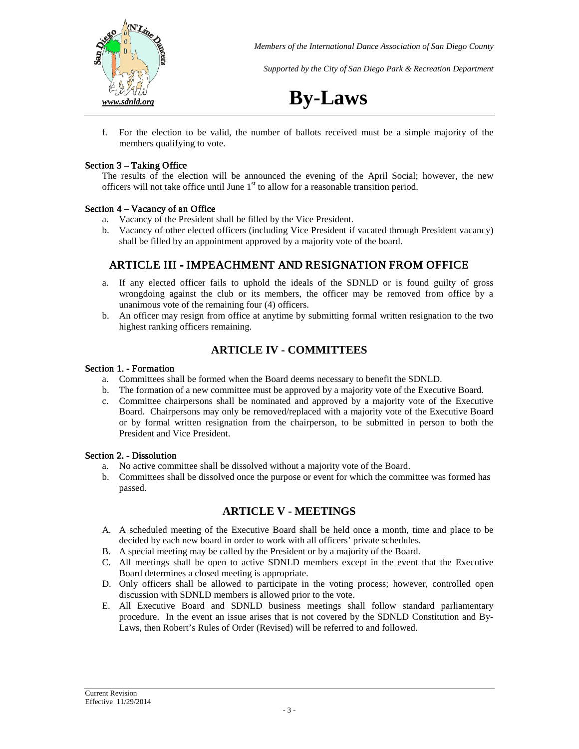f. For the election to be valid, the number of ballots received must be a simple majority of the members qualifying to vote.

### Section 3 – Taking Office

The results of the election will be announced the evening of the April Social; however, the new officers will not take office until June 1st to allow for a reasonable transition period.

### Section 4 – Vacancy of an Office

a. Vacancy of the President shall be filled by the Vice President.

b. Vacancy of other elected officers (including Vice President if vacated through President vacancy) shall be filled by an appointment approved by a majority vote of the board.

## ARTICLE III - IMPEACHMENT AND RESIGNATION FROM OFFICE

a. If any elected officer fails to uphold the ideals of the SDNLD or is found guilty of gross wrongdoing against the club or its members, the officer may be removed from office by a unanimous vote of the remaining four (4) officers.

b. An officer may resign from office at anytime by submitting formal written resignation to the two highest ranking officers remaining.

## ARTICLE IV - COMMITTEES

### Section 1. - Formation

a. Committees shall be formed when the Board deems necessary to benefit the SDNLD.

b. The formation of a new committee must be approved by a majority vote of the Executive Board.

c. Committee chairpersons shall be nominated and approved by a majority vote of the Executive Board. Chairpersons may only be removed/replaced with a majority vote of the Executive Board or by formal written resignation from the chairperson, to be submitted in person to both the President and Vice President.

### Section 2. - Dissolution

a. No active committee shall be dissolved without a majority vote of the Board.

b. Committees shall be dissolved once the purpose or event for which the committee was formed has passed.

## ARTICLE V - MEETINGS

A. A scheduled meeting of the Executive Board shall be held once a month, time and place to be decided by each new board in order to work with all officers' private schedules.

B. A special meeting may be called by the President or by a majority of the Board.

C. All meetings shall be open to active SDNLD members except in the event that the Executive Board determines a closed meeting is appropriate.

D. Only officers shall be allowed to participate in the voting process; however, controlled open discussion with SDNLD members is allowed prior to the vote.

E. All Executive Board and SDNLD business meetings shall follow standard parliamentary procedure. In the event an issue arises that is not covered by the SDNLD Constitution and By-Laws, then Robert's Rules of Order (Revised) will be referred to and followed.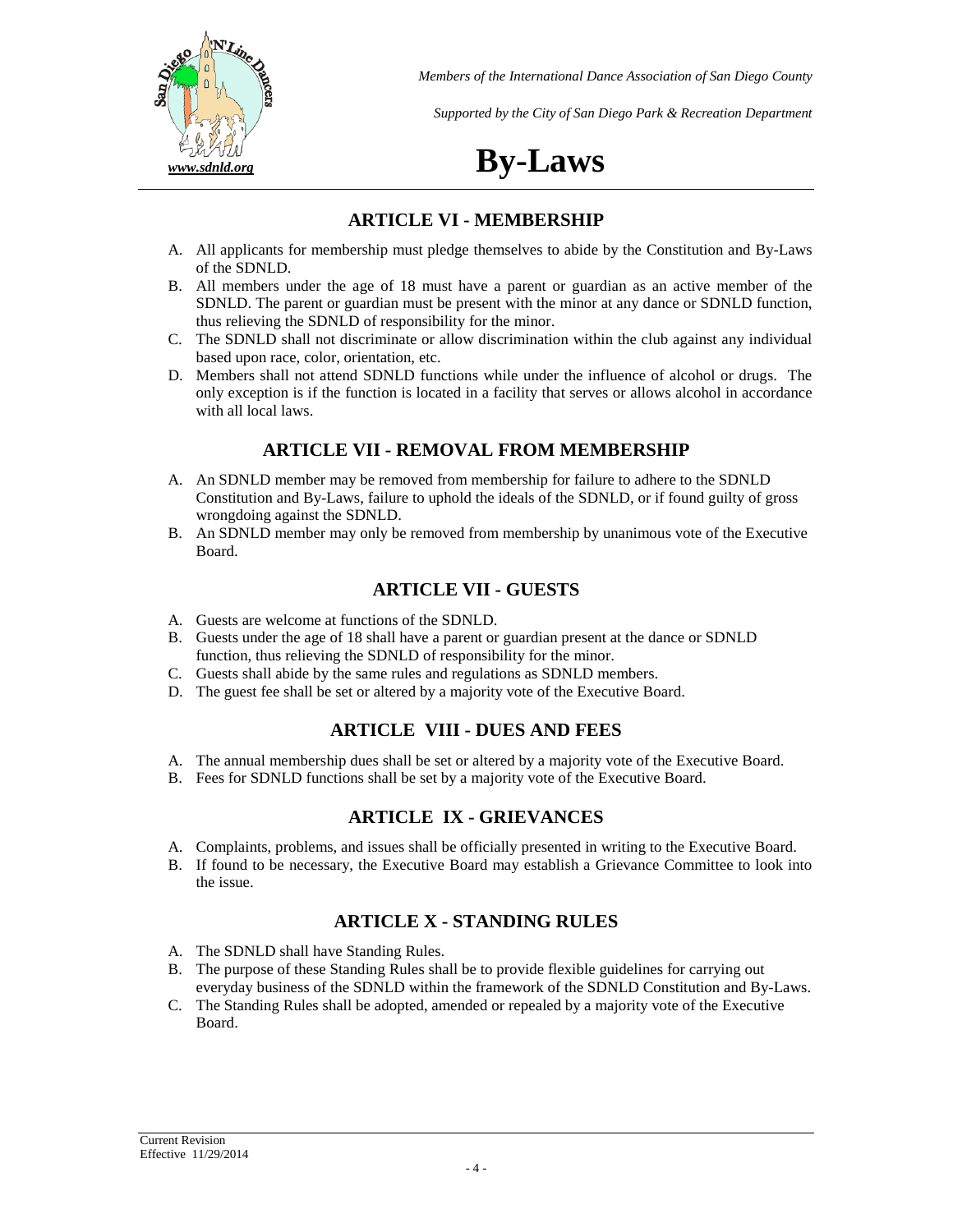## ARTICLE VI - MEMBERSHIP

A. All applicants for membership must pledge themselves to abide by the Constitution and By-Laws of the SDNLD.
B. All members under the age of 18 must have a parent or guardian as an active member of the SDNLD. The parent or guardian must be present with the minor at any dance or SDNLD function, thus relieving the SDNLD of responsibility for the minor.
C. The SDNLD shall not discriminate or allow discrimination within the club against any individual based upon race, color, orientation, etc.
D. Members shall not attend SDNLD functions while under the influence of alcohol or drugs. The only exception is if the function is located in a facility that serves or allows alcohol in accordance with all local laws.

## ARTICLE VII - REMOVAL FROM MEMBERSHIP

A. An SDNLD member may be removed from membership for failure to adhere to the SDNLD Constitution and By-Laws, failure to uphold the ideals of the SDNLD, or if found guilty of gross wrongdoing against the SDNLD.
B. An SDNLD member may only be removed from membership by unanimous vote of the Executive Board.

## ARTICLE VII - GUESTS

A. Guests are welcome at functions of the SDNLD.
B. Guests under the age of 18 shall have a parent or guardian present at the dance or SDNLD function, thus relieving the SDNLD of responsibility for the minor.
C. Guests shall abide by the same rules and regulations as SDNLD members.
D. The guest fee shall be set or altered by a majority vote of the Executive Board.

## ARTICLE VIII - DUES AND FEES

A. The annual membership dues shall be set or altered by a majority vote of the Executive Board.
B. Fees for SDNLD functions shall be set by a majority vote of the Executive Board.

## ARTICLE IX - GRIEVANCES

A. Complaints, problems, and issues shall be officially presented in writing to the Executive Board.
B. If found to be necessary, the Executive Board may establish a Grievance Committee to look into the issue.

## ARTICLE X - STANDING RULES

A. The SDNLD shall have Standing Rules.
B. The purpose of these Standing Rules shall be to provide flexible guidelines for carrying out everyday business of the SDNLD within the framework of the SDNLD Constitution and By-Laws.
C. The Standing Rules shall be adopted, amended or repealed by a majority vote of the Executive Board.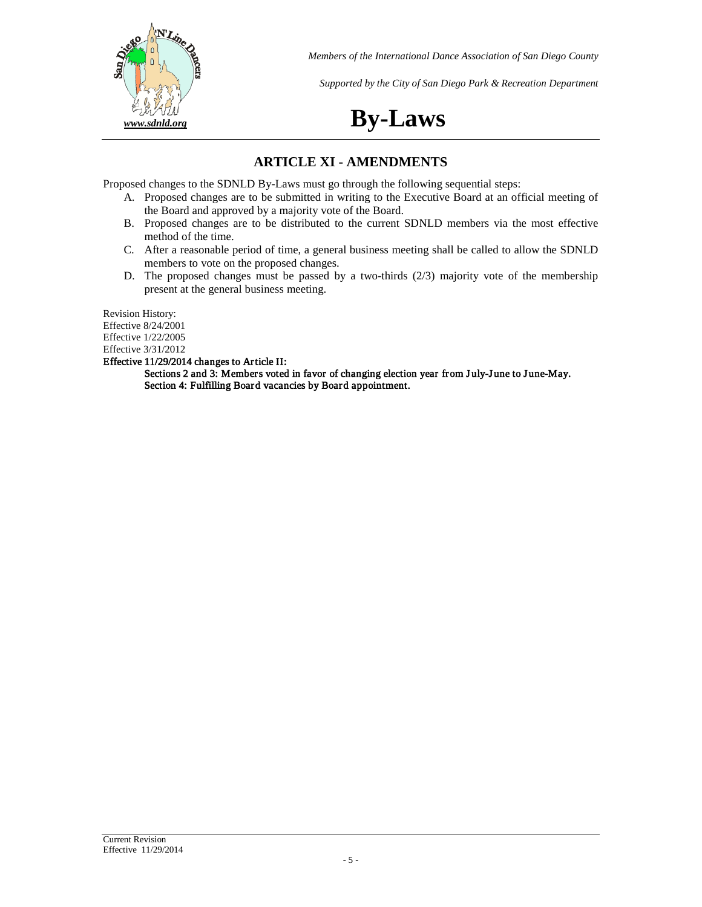## ARTICLE XI - AMENDMENTS

Proposed changes to the SDNLD By-Laws must go through the following sequential steps:

A. Proposed changes are to be submitted in writing to the Executive Board at an official meeting of the Board and approved by a majority vote of the Board.
B. Proposed changes are to be distributed to the current SDNLD members via the most effective method of the time.
C. After a reasonable period of time, a general business meeting shall be called to allow the SDNLD members to vote on the proposed changes.
D. The proposed changes must be passed by a two-thirds (2/3) majority vote of the membership present at the general business meeting.

Revision History:
Effective 8/24/2001
Effective 1/22/2005
Effective 3/31/2012
**Effective 11/29/2014 changes to Article II:**

> **Sections 2 and 3: Members voted in favor of changing election year from July-June to June-May.**
> **Section 4: Fulfilling Board vacancies by Board appointment.**